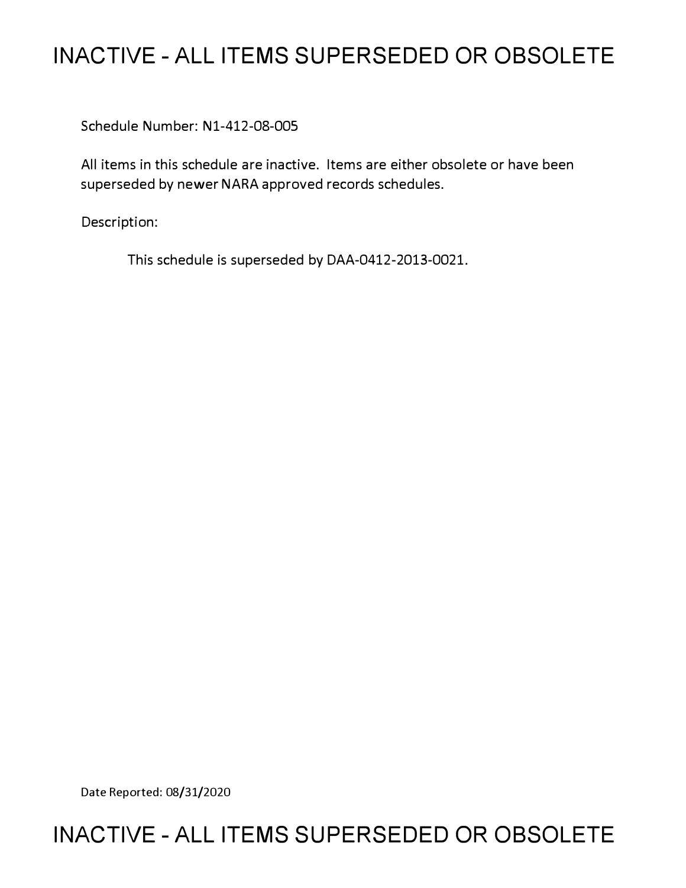# INACTIVE - ALL ITEMS SUPERSEDED OR OBSOLETE

Schedule Number: N1-412-08-005

All items in this schedule are inactive. Items are either obsolete or have been superseded by newer NARA approved records schedules.

Description:

This schedule is superseded by DAA-0412-2013-0021.

Date Reported: 08/31/2020

# INACTIVE - ALL ITEMS SUPERSEDED OR OBSOLETE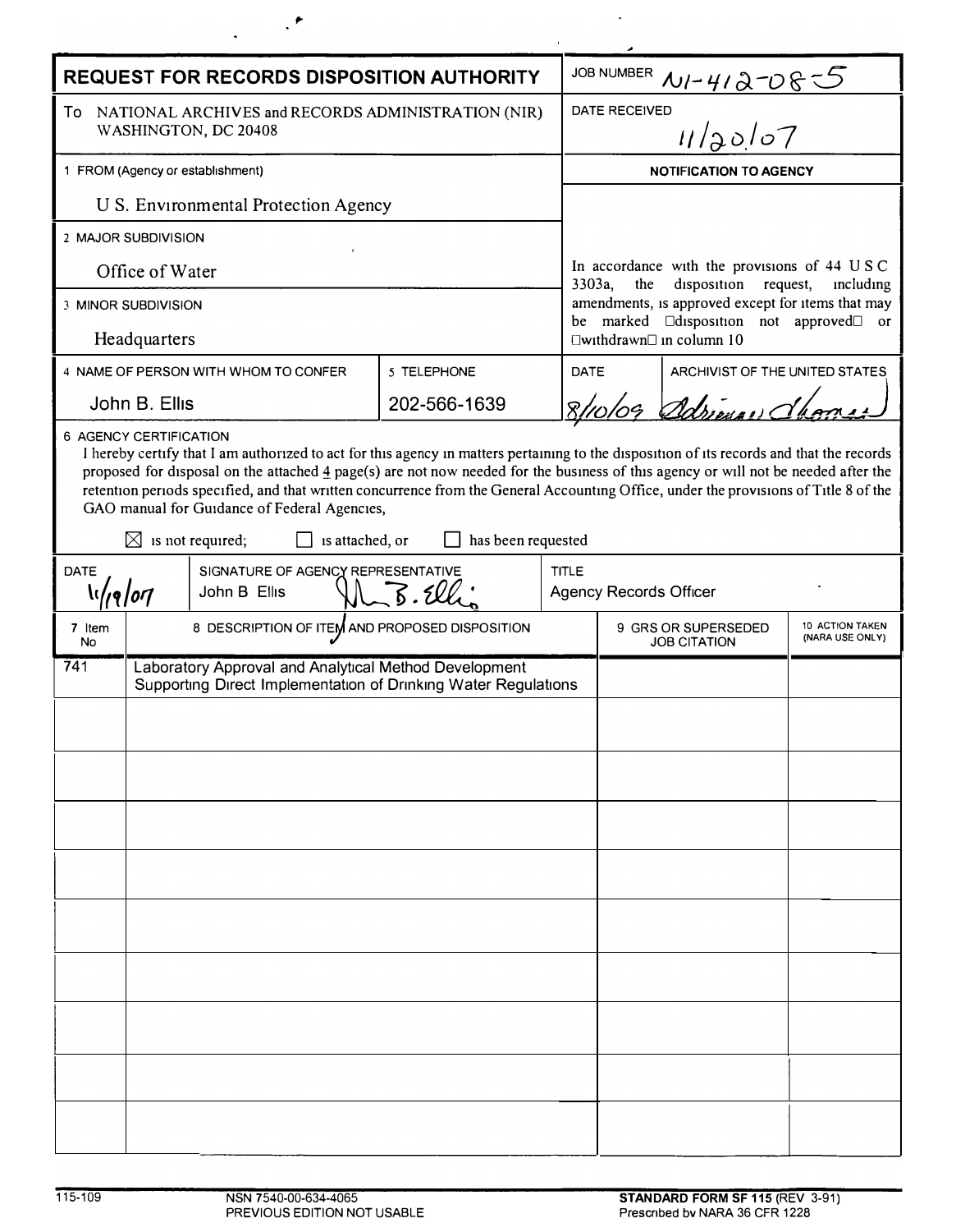# REQUEST FOR RECORDS DISPOSITION AUTHORITY

| | |
|---|---|
| **JOB NUMBER** | N1-412-08-5 |
| **DATE RECEIVED** | 11/20/07 |

To NATIONAL ARCHIVES and RECORDS ADMINISTRATION (NIR)
WASHINGTON, DC 20408

1 FROM (Agency or establishment)

U S. Environmental Protection Agency

2 MAJOR SUBDIVISION

Office of Water

3 MINOR SUBDIVISION

Headquarters

4 NAME OF PERSON WITH WHOM TO CONFER: John B. Ellis

5 TELEPHONE: 202-566-1639

**NOTIFICATION TO AGENCY**

In accordance with the provisions of 44 U S C 3303a, the disposition request, including amendments, is approved except for items that may be marked "disposition not approved" or "withdrawn" in column 10

| DATE | ARCHIVIST OF THE UNITED STATES |
|---|---|
| 8/10/09 | Adrienne Thomas |

6 AGENCY CERTIFICATION

I hereby certify that I am authorized to act for this agency in matters pertaining to the disposition of its records and that the records proposed for disposal on the attached 4 page(s) are not now needed for the business of this agency or will not be needed after the retention periods specified, and that written concurrence from the General Accounting Office, under the provisions of Title 8 of the GAO manual for Guidance of Federal Agencies,

☒ is not required; ☐ is attached, or ☐ has been requested

| DATE | SIGNATURE OF AGENCY REPRESENTATIVE | TITLE |
|---|---|---|
| 11/19/07 | John B Ellis | Agency Records Officer |

| 7 Item No | 8 DESCRIPTION OF ITEM AND PROPOSED DISPOSITION | 9 GRS OR SUPERSEDED JOB CITATION | 10 ACTION TAKEN (NARA USE ONLY) |
|---|---|---|---|
| 741 | Laboratory Approval and Analytical Method Development Supporting Direct Implementation of Drinking Water Regulations | | |
| | | | |
| | | | |
| | | | |
| | | | |
| | | | |
| | | | |
| | | | |
| | | | |
| | | | |

115-109 NSN 7540-00-634-4065 PREVIOUS EDITION NOT USABLE

**STANDARD FORM SF 115** (REV 3-91) Prescribed by NARA 36 CFR 1228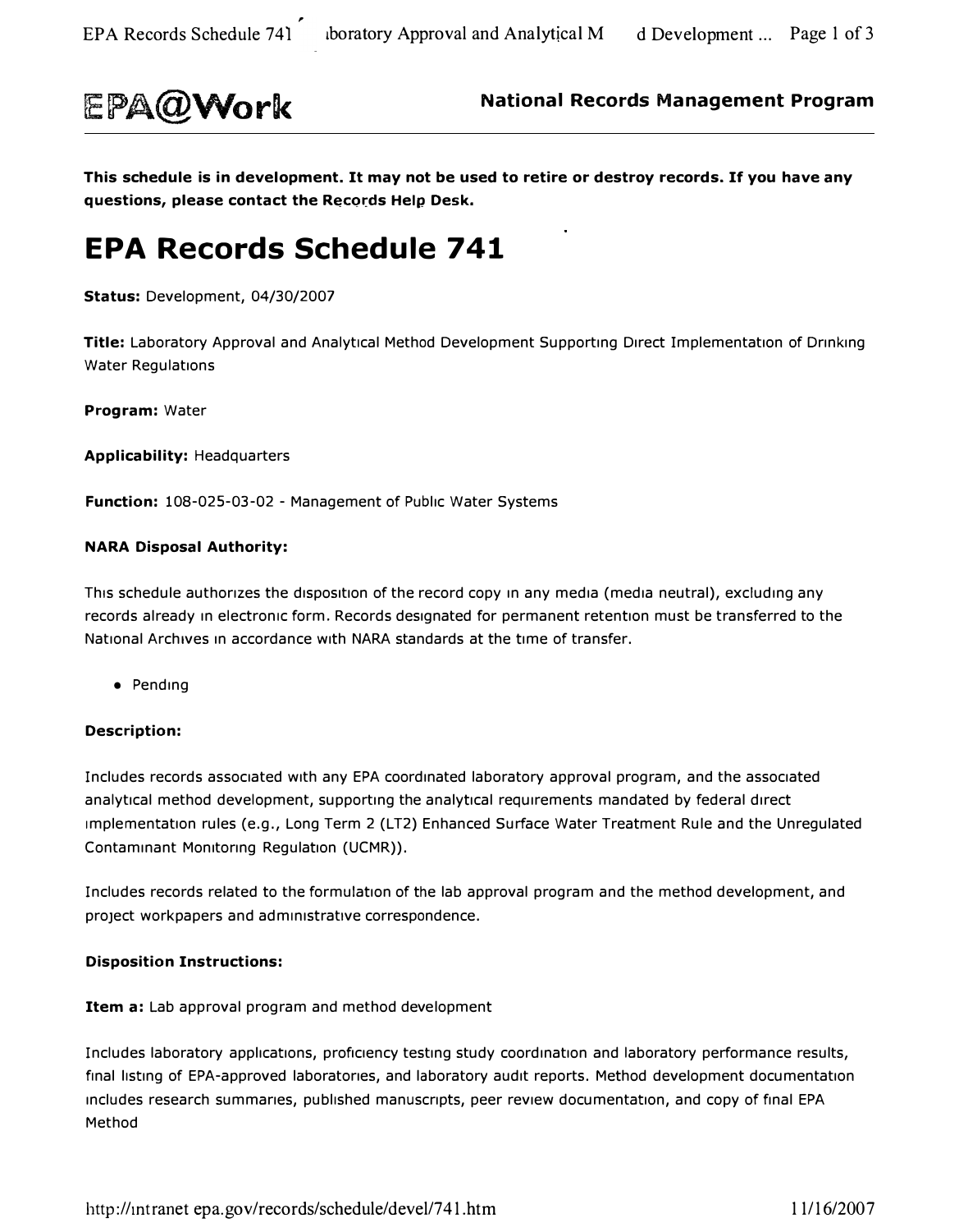**EPA@Work** **National Records Management Program**

**This schedule is in development. It may not be used to retire or destroy records. If you have any questions, please contact the Records Help Desk.**

# EPA Records Schedule 741

**Status:** Development, 04/30/2007

**Title:** Laboratory Approval and Analytical Method Development Supporting Direct Implementation of Drinking Water Regulations

**Program:** Water

**Applicability:** Headquarters

**Function:** 108-025-03-02 - Management of Public Water Systems

**NARA Disposal Authority:**

This schedule authorizes the disposition of the record copy in any media (media neutral), excluding any records already in electronic form. Records designated for permanent retention must be transferred to the National Archives in accordance with NARA standards at the time of transfer.

- Pending

**Description:**

Includes records associated with any EPA coordinated laboratory approval program, and the associated analytical method development, supporting the analytical requirements mandated by federal direct implementation rules (e.g., Long Term 2 (LT2) Enhanced Surface Water Treatment Rule and the Unregulated Contaminant Monitoring Regulation (UCMR)).

Includes records related to the formulation of the lab approval program and the method development, and project workpapers and administrative correspondence.

**Disposition Instructions:**

**Item a:** Lab approval program and method development

Includes laboratory applications, proficiency testing study coordination and laboratory performance results, final listing of EPA-approved laboratories, and laboratory audit reports. Method development documentation includes research summaries, published manuscripts, peer review documentation, and copy of final EPA Method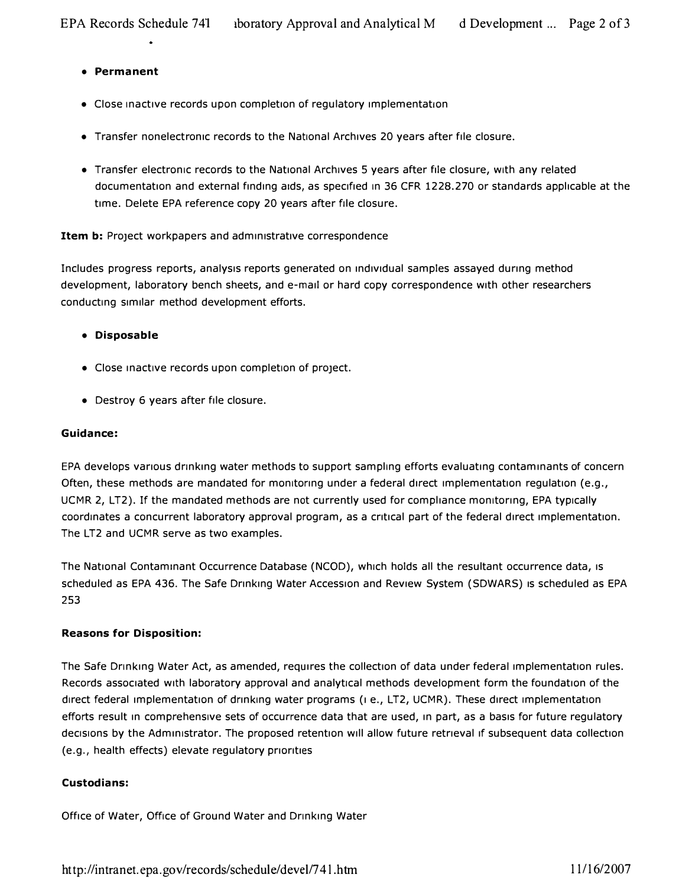- **Permanent**
- Close inactive records upon completion of regulatory implementation
- Transfer nonelectronic records to the National Archives 20 years after file closure.
- Transfer electronic records to the National Archives 5 years after file closure, with any related documentation and external finding aids, as specified in 36 CFR 1228.270 or standards applicable at the time. Delete EPA reference copy 20 years after file closure.

**Item b:** Project workpapers and administrative correspondence

Includes progress reports, analysis reports generated on individual samples assayed during method development, laboratory bench sheets, and e-mail or hard copy correspondence with other researchers conducting similar method development efforts.

- **Disposable**
- Close inactive records upon completion of project.
- Destroy 6 years after file closure.

**Guidance:**

EPA develops various drinking water methods to support sampling efforts evaluating contaminants of concern Often, these methods are mandated for monitoring under a federal direct implementation regulation (e.g., UCMR 2, LT2). If the mandated methods are not currently used for compliance monitoring, EPA typically coordinates a concurrent laboratory approval program, as a critical part of the federal direct implementation. The LT2 and UCMR serve as two examples.

The National Contaminant Occurrence Database (NCOD), which holds all the resultant occurrence data, is scheduled as EPA 436. The Safe Drinking Water Accession and Review System (SDWARS) is scheduled as EPA 253

**Reasons for Disposition:**

The Safe Drinking Water Act, as amended, requires the collection of data under federal implementation rules. Records associated with laboratory approval and analytical methods development form the foundation of the direct federal implementation of drinking water programs (i e., LT2, UCMR). These direct implementation efforts result in comprehensive sets of occurrence data that are used, in part, as a basis for future regulatory decisions by the Administrator. The proposed retention will allow future retrieval if subsequent data collection (e.g., health effects) elevate regulatory priorities

**Custodians:**

Office of Water, Office of Ground Water and Drinking Water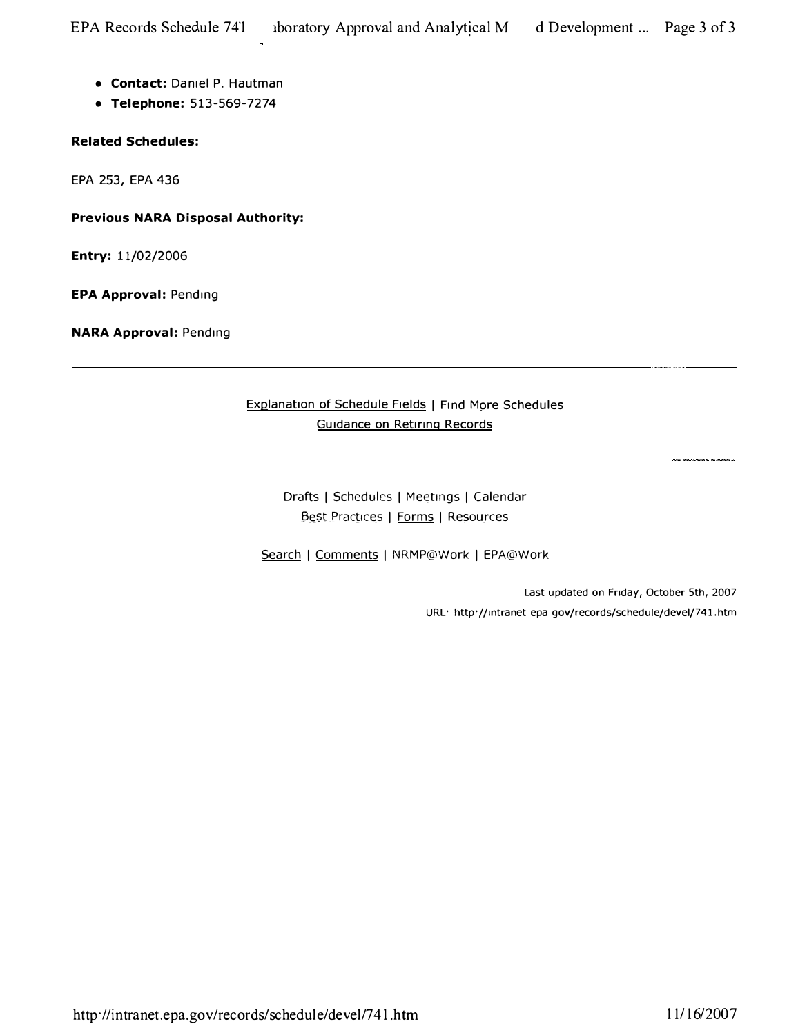- **Contact:** Daniel P. Hautman
- **Telephone:** 513-569-7274

**Related Schedules:**

EPA 253, EPA 436

**Previous NARA Disposal Authority:**

**Entry:** 11/02/2006

**EPA Approval:** Pending

**NARA Approval:** Pending

---

Explanation of Schedule Fields | Find More Schedules
Guidance on Retiring Records

---

Drafts | Schedules | Meetings | Calendar
Best Practices | Forms | Resources

Search | Comments | NRMP@Work | EPA@Work

Last updated on Friday, October 5th, 2007
URL: http://intranet epa gov/records/schedule/devel/741.htm